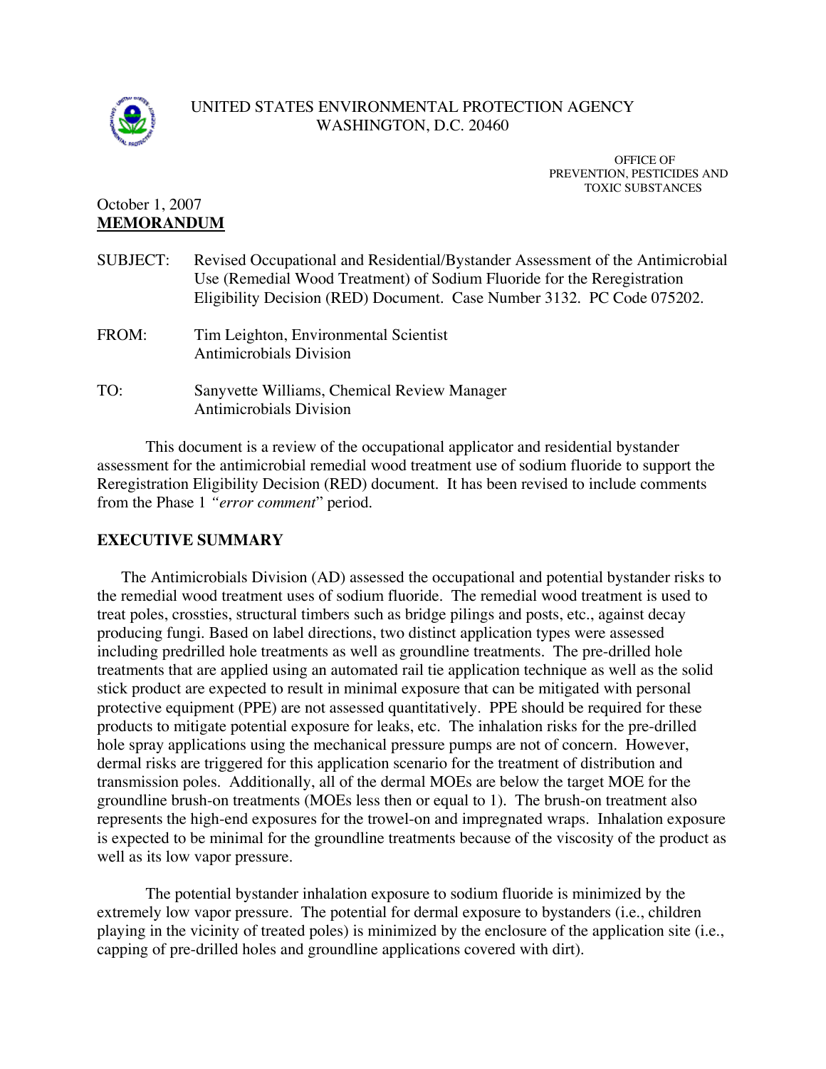UNITED STATES ENVIRONMENTAL PROTECTION AGENCY
WASHINGTON, D.C. 20460

OFFICE OF
PREVENTION, PESTICIDES AND
TOXIC SUBSTANCES

October 1, 2007

**MEMORANDUM**

SUBJECT: Revised Occupational and Residential/Bystander Assessment of the Antimicrobial Use (Remedial Wood Treatment) of Sodium Fluoride for the Reregistration Eligibility Decision (RED) Document. Case Number 3132. PC Code 075202.

FROM: Tim Leighton, Environmental Scientist
Antimicrobials Division

TO: Sanyvette Williams, Chemical Review Manager
Antimicrobials Division

This document is a review of the occupational applicator and residential bystander assessment for the antimicrobial remedial wood treatment use of sodium fluoride to support the Reregistration Eligibility Decision (RED) document. It has been revised to include comments from the Phase 1 *"error comment*" period.

## EXECUTIVE SUMMARY

The Antimicrobials Division (AD) assessed the occupational and potential bystander risks to the remedial wood treatment uses of sodium fluoride. The remedial wood treatment is used to treat poles, crossties, structural timbers such as bridge pilings and posts, etc., against decay producing fungi. Based on label directions, two distinct application types were assessed including predrilled hole treatments as well as groundline treatments. The pre-drilled hole treatments that are applied using an automated rail tie application technique as well as the solid stick product are expected to result in minimal exposure that can be mitigated with personal protective equipment (PPE) are not assessed quantitatively. PPE should be required for these products to mitigate potential exposure for leaks, etc. The inhalation risks for the pre-drilled hole spray applications using the mechanical pressure pumps are not of concern. However, dermal risks are triggered for this application scenario for the treatment of distribution and transmission poles. Additionally, all of the dermal MOEs are below the target MOE for the groundline brush-on treatments (MOEs less then or equal to 1). The brush-on treatment also represents the high-end exposures for the trowel-on and impregnated wraps. Inhalation exposure is expected to be minimal for the groundline treatments because of the viscosity of the product as well as its low vapor pressure.

The potential bystander inhalation exposure to sodium fluoride is minimized by the extremely low vapor pressure. The potential for dermal exposure to bystanders (i.e., children playing in the vicinity of treated poles) is minimized by the enclosure of the application site (i.e., capping of pre-drilled holes and groundline applications covered with dirt).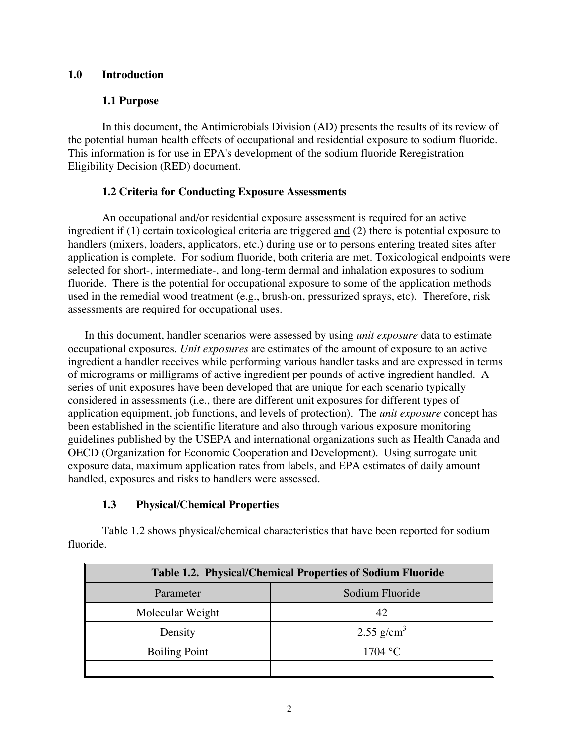## 1.0 Introduction

### 1.1 Purpose

In this document, the Antimicrobials Division (AD) presents the results of its review of the potential human health effects of occupational and residential exposure to sodium fluoride. This information is for use in EPA's development of the sodium fluoride Reregistration Eligibility Decision (RED) document.

### 1.2 Criteria for Conducting Exposure Assessments

An occupational and/or residential exposure assessment is required for an active ingredient if (1) certain toxicological criteria are triggered and (2) there is potential exposure to handlers (mixers, loaders, applicators, etc.) during use or to persons entering treated sites after application is complete. For sodium fluoride, both criteria are met. Toxicological endpoints were selected for short-, intermediate-, and long-term dermal and inhalation exposures to sodium fluoride. There is the potential for occupational exposure to some of the application methods used in the remedial wood treatment (e.g., brush-on, pressurized sprays, etc). Therefore, risk assessments are required for occupational uses.

In this document, handler scenarios were assessed by using *unit exposure* data to estimate occupational exposures. *Unit exposures* are estimates of the amount of exposure to an active ingredient a handler receives while performing various handler tasks and are expressed in terms of micrograms or milligrams of active ingredient per pounds of active ingredient handled. A series of unit exposures have been developed that are unique for each scenario typically considered in assessments (i.e., there are different unit exposures for different types of application equipment, job functions, and levels of protection). The *unit exposure* concept has been established in the scientific literature and also through various exposure monitoring guidelines published by the USEPA and international organizations such as Health Canada and OECD (Organization for Economic Cooperation and Development). Using surrogate unit exposure data, maximum application rates from labels, and EPA estimates of daily amount handled, exposures and risks to handlers were assessed.

### 1.3 Physical/Chemical Properties

Table 1.2 shows physical/chemical characteristics that have been reported for sodium fluoride.

| Table 1.2. Physical/Chemical Properties of Sodium Fluoride | |
|---|---|
| Parameter | Sodium Fluoride |
| Molecular Weight | 42 |
| Density | 2.55 g/cm$^3$ |
| Boiling Point | 1704 °C |
| | |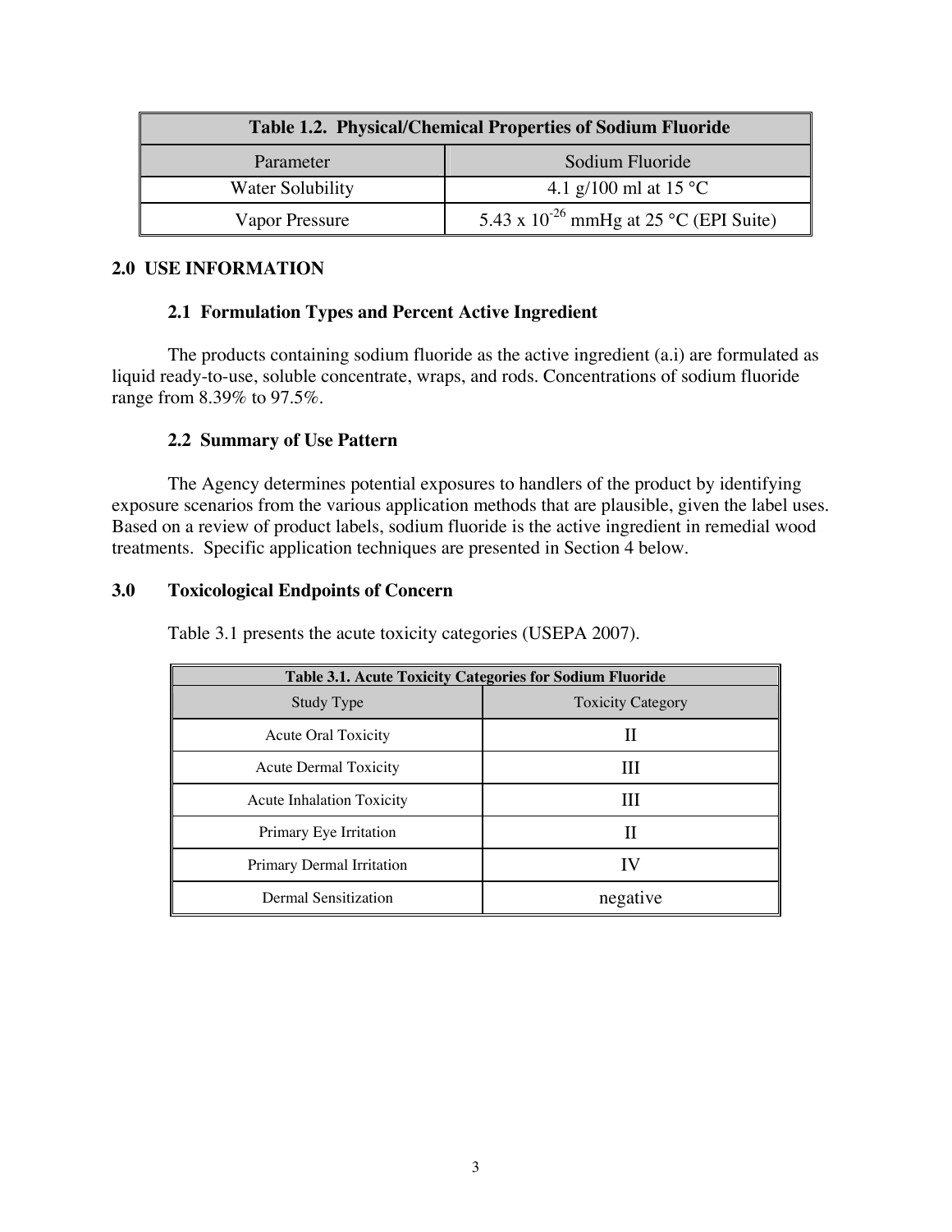| Table 1.2. Physical/Chemical Properties of Sodium Fluoride | |
|---|---|
| Parameter | Sodium Fluoride |
| Water Solubility | 4.1 g/100 ml at 15 °C |
| Vapor Pressure | $5.43 \times 10^{-26}$ mmHg at 25 °C (EPI Suite) |

## 2.0 USE INFORMATION

### 2.1 Formulation Types and Percent Active Ingredient

The products containing sodium fluoride as the active ingredient (a.i) are formulated as liquid ready-to-use, soluble concentrate, wraps, and rods. Concentrations of sodium fluoride range from 8.39% to 97.5%.

### 2.2 Summary of Use Pattern

The Agency determines potential exposures to handlers of the product by identifying exposure scenarios from the various application methods that are plausible, given the label uses. Based on a review of product labels, sodium fluoride is the active ingredient in remedial wood treatments. Specific application techniques are presented in Section 4 below.

## 3.0 Toxicological Endpoints of Concern

Table 3.1 presents the acute toxicity categories (USEPA 2007).

| Table 3.1. Acute Toxicity Categories for Sodium Fluoride | |
|---|---|
| Study Type | Toxicity Category |
| Acute Oral Toxicity | II |
| Acute Dermal Toxicity | III |
| Acute Inhalation Toxicity | III |
| Primary Eye Irritation | II |
| Primary Dermal Irritation | IV |
| Dermal Sensitization | negative |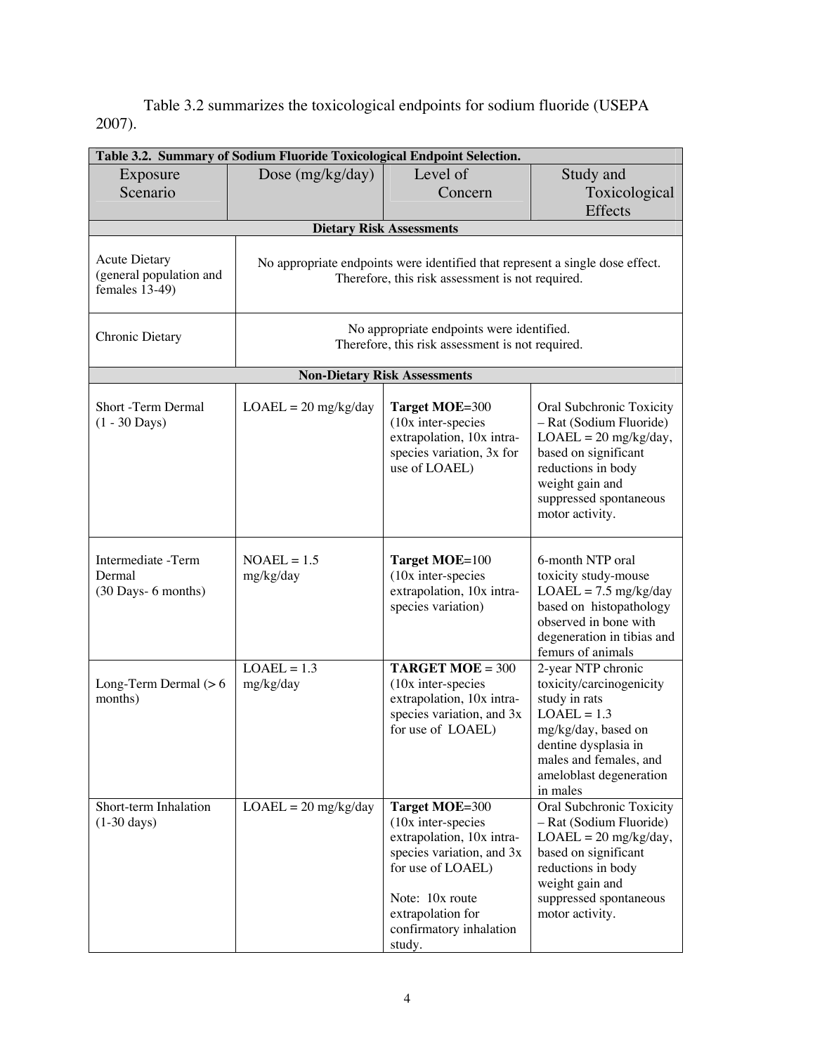Table 3.2 summarizes the toxicological endpoints for sodium fluoride (USEPA 2007).

**Table 3.2. Summary of Sodium Fluoride Toxicological Endpoint Selection.**

| Exposure Scenario | Dose (mg/kg/day) | Level of Concern | Study and Toxicological Effects |
|---|---|---|---|
| **Dietary Risk Assessments** | | | |
| Acute Dietary (general population and females 13-49) | No appropriate endpoints were identified that represent a single dose effect. Therefore, this risk assessment is not required. | | |
| Chronic Dietary | No appropriate endpoints were identified. Therefore, this risk assessment is not required. | | |
| **Non-Dietary Risk Assessments** | | | |
| Short -Term Dermal (1 - 30 Days) | LOAEL = 20 mg/kg/day | **Target MOE**=300 (10x inter-species extrapolation, 10x intra-species variation, 3x for use of LOAEL) | Oral Subchronic Toxicity – Rat (Sodium Fluoride) LOAEL = 20 mg/kg/day, based on significant reductions in body weight gain and suppressed spontaneous motor activity. |
| Intermediate -Term Dermal (30 Days- 6 months) | NOAEL = 1.5 mg/kg/day | **Target MOE**=100 (10x inter-species extrapolation, 10x intra-species variation) | 6-month NTP oral toxicity study-mouse LOAEL = 7.5 mg/kg/day based on histopathology observed in bone with degeneration in tibias and femurs of animals |
| Long-Term Dermal (> 6 months) | LOAEL = 1.3 mg/kg/day | **TARGET MOE** = 300 (10x inter-species extrapolation, 10x intra-species variation, and 3x for use of LOAEL) | 2-year NTP chronic toxicity/carcinogenicity study in rats LOAEL = 1.3 mg/kg/day, based on dentine dysplasia in males and females, and ameloblast degeneration in males |
| Short-term Inhalation (1-30 days) | LOAEL = 20 mg/kg/day | **Target MOE**=300 (10x inter-species extrapolation, 10x intra-species variation, and 3x for use of LOAEL)<br><br>Note: 10x route extrapolation for confirmatory inhalation study. | Oral Subchronic Toxicity – Rat (Sodium Fluoride) LOAEL = 20 mg/kg/day, based on significant reductions in body weight gain and suppressed spontaneous motor activity. |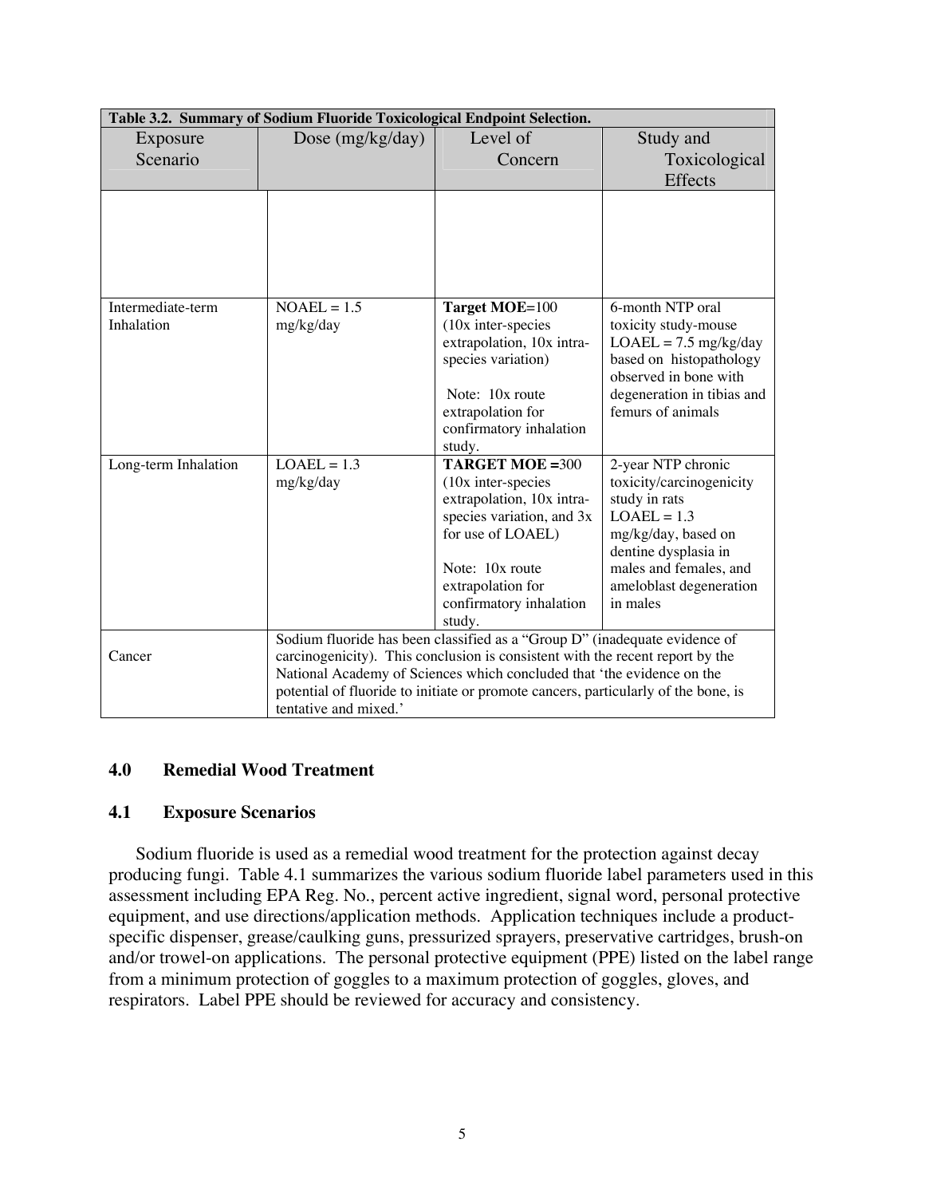| Table 3.2. Summary of Sodium Fluoride Toxicological Endpoint Selection. | | | |
|---|---|---|---|
| Exposure Scenario | Dose (mg/kg/day) | Level of Concern | Study and Toxicological Effects |
| | | | |
| Intermediate-term Inhalation | NOAEL = 1.5 mg/kg/day | **Target MOE**=100 (10x inter-species extrapolation, 10x intra-species variation)<br><br>Note: 10x route extrapolation for confirmatory inhalation study. | 6-month NTP oral toxicity study-mouse LOAEL = 7.5 mg/kg/day based on histopathology observed in bone with degeneration in tibias and femurs of animals |
| Long-term Inhalation | LOAEL = 1.3 mg/kg/day | **TARGET MOE =**300 (10x inter-species extrapolation, 10x intra-species variation, and 3x for use of LOAEL)<br><br>Note: 10x route extrapolation for confirmatory inhalation study. | 2-year NTP chronic toxicity/carcinogenicity study in rats LOAEL = 1.3 mg/kg/day, based on dentine dysplasia in males and females, and ameloblast degeneration in males |
| Cancer | Sodium fluoride has been classified as a "Group D" (inadequate evidence of carcinogenicity). This conclusion is consistent with the recent report by the National Academy of Sciences which concluded that 'the evidence on the potential of fluoride to initiate or promote cancers, particularly of the bone, is tentative and mixed.' | | |

## 4.0 Remedial Wood Treatment

### 4.1 Exposure Scenarios

Sodium fluoride is used as a remedial wood treatment for the protection against decay producing fungi. Table 4.1 summarizes the various sodium fluoride label parameters used in this assessment including EPA Reg. No., percent active ingredient, signal word, personal protective equipment, and use directions/application methods. Application techniques include a product-specific dispenser, grease/caulking guns, pressurized sprayers, preservative cartridges, brush-on and/or trowel-on applications. The personal protective equipment (PPE) listed on the label range from a minimum protection of goggles to a maximum protection of goggles, gloves, and respirators. Label PPE should be reviewed for accuracy and consistency.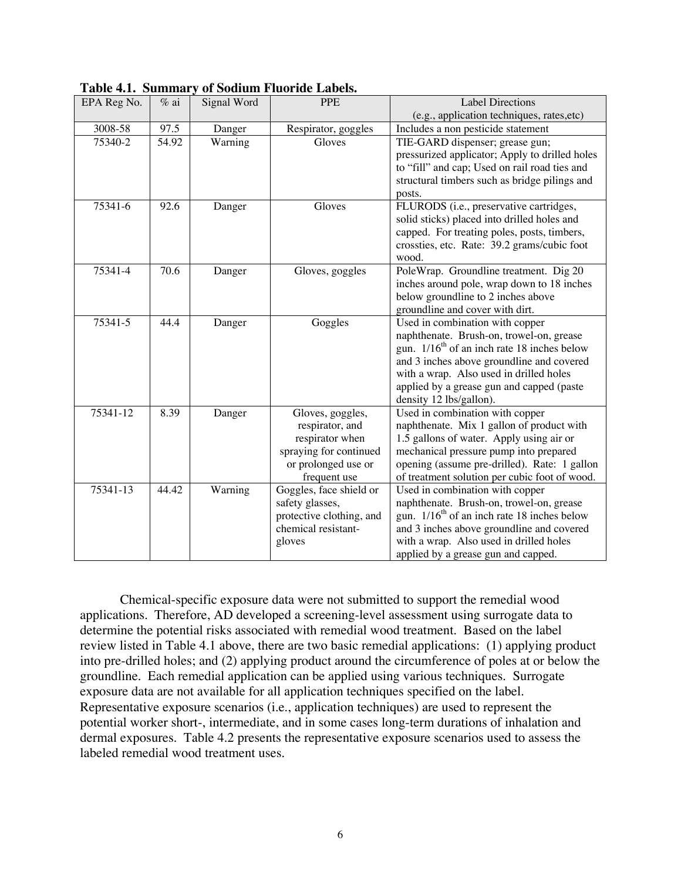**Table 4.1. Summary of Sodium Fluoride Labels.**

| EPA Reg No. | % ai | Signal Word | PPE | Label Directions (e.g., application techniques, rates,etc) |
|---|---|---|---|---|
| 3008-58 | 97.5 | Danger | Respirator, goggles | Includes a non pesticide statement |
| 75340-2 | 54.92 | Warning | Gloves | TIE-GARD dispenser; grease gun; pressurized applicator; Apply to drilled holes to "fill" and cap; Used on rail road ties and structural timbers such as bridge pilings and posts. |
| 75341-6 | 92.6 | Danger | Gloves | FLURODS (i.e., preservative cartridges, solid sticks) placed into drilled holes and capped. For treating poles, posts, timbers, crossties, etc. Rate: 39.2 grams/cubic foot wood. |
| 75341-4 | 70.6 | Danger | Gloves, goggles | PoleWrap. Groundline treatment. Dig 20 inches around pole, wrap down to 18 inches below groundline to 2 inches above groundline and cover with dirt. |
| 75341-5 | 44.4 | Danger | Goggles | Used in combination with copper naphthenate. Brush-on, trowel-on, grease gun. 1/16th of an inch rate 18 inches below and 3 inches above groundline and covered with a wrap. Also used in drilled holes applied by a grease gun and capped (paste density 12 lbs/gallon). |
| 75341-12 | 8.39 | Danger | Gloves, goggles, respirator, and respirator when spraying for continued or prolonged use or frequent use | Used in combination with copper naphthenate. Mix 1 gallon of product with 1.5 gallons of water. Apply using air or mechanical pressure pump into prepared opening (assume pre-drilled). Rate: 1 gallon of treatment solution per cubic foot of wood. |
| 75341-13 | 44.42 | Warning | Goggles, face shield or safety glasses, protective clothing, and chemical resistant-gloves | Used in combination with copper naphthenate. Brush-on, trowel-on, grease gun. 1/16th of an inch rate 18 inches below and 3 inches above groundline and covered with a wrap. Also used in drilled holes applied by a grease gun and capped. |

Chemical-specific exposure data were not submitted to support the remedial wood applications. Therefore, AD developed a screening-level assessment using surrogate data to determine the potential risks associated with remedial wood treatment. Based on the label review listed in Table 4.1 above, there are two basic remedial applications: (1) applying product into pre-drilled holes; and (2) applying product around the circumference of poles at or below the groundline. Each remedial application can be applied using various techniques. Surrogate exposure data are not available for all application techniques specified on the label. Representative exposure scenarios (i.e., application techniques) are used to represent the potential worker short-, intermediate, and in some cases long-term durations of inhalation and dermal exposures. Table 4.2 presents the representative exposure scenarios used to assess the labeled remedial wood treatment uses.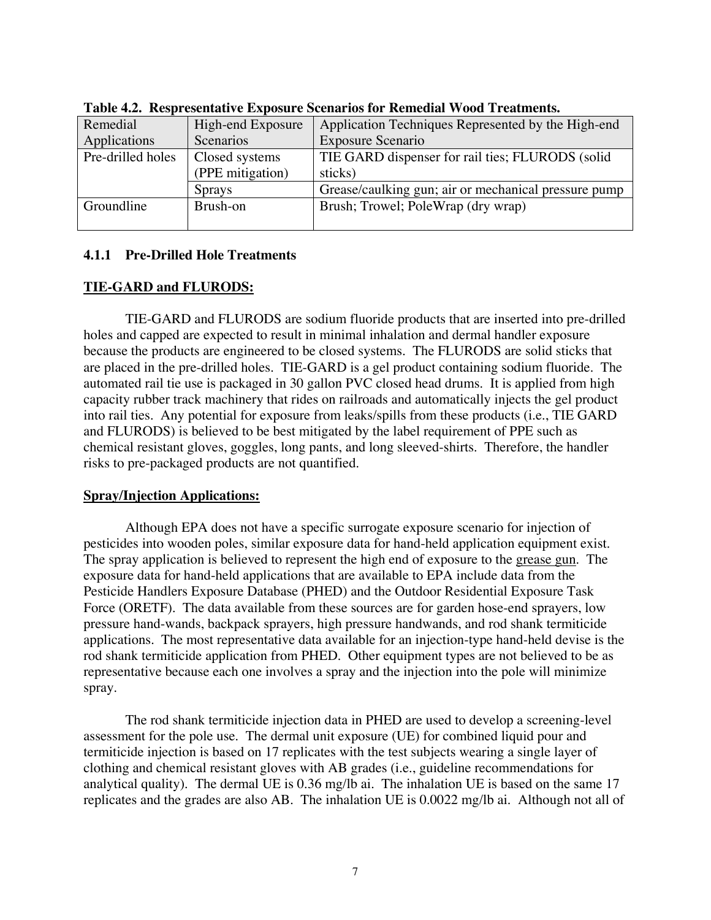**Table 4.2. Respresentative Exposure Scenarios for Remedial Wood Treatments.**

| Remedial Applications | High-end Exposure Scenarios | Application Techniques Represented by the High-end Exposure Scenario |
|---|---|---|
| Pre-drilled holes | Closed systems (PPE mitigation) | TIE GARD dispenser for rail ties; FLURODS (solid sticks) |
| | Sprays | Grease/caulking gun; air or mechanical pressure pump |
| Groundline | Brush-on | Brush; Trowel; PoleWrap (dry wrap) |

### 4.1.1 Pre-Drilled Hole Treatments

**TIE-GARD and FLURODS:**

TIE-GARD and FLURODS are sodium fluoride products that are inserted into pre-drilled holes and capped are expected to result in minimal inhalation and dermal handler exposure because the products are engineered to be closed systems. The FLURODS are solid sticks that are placed in the pre-drilled holes. TIE-GARD is a gel product containing sodium fluoride. The automated rail tie use is packaged in 30 gallon PVC closed head drums. It is applied from high capacity rubber track machinery that rides on railroads and automatically injects the gel product into rail ties. Any potential for exposure from leaks/spills from these products (i.e., TIE GARD and FLURODS) is believed to be best mitigated by the label requirement of PPE such as chemical resistant gloves, goggles, long pants, and long sleeved-shirts. Therefore, the handler risks to pre-packaged products are not quantified.

**Spray/Injection Applications:**

Although EPA does not have a specific surrogate exposure scenario for injection of pesticides into wooden poles, similar exposure data for hand-held application equipment exist. The spray application is believed to represent the high end of exposure to the grease gun. The exposure data for hand-held applications that are available to EPA include data from the Pesticide Handlers Exposure Database (PHED) and the Outdoor Residential Exposure Task Force (ORETF). The data available from these sources are for garden hose-end sprayers, low pressure hand-wands, backpack sprayers, high pressure handwands, and rod shank termiticide applications. The most representative data available for an injection-type hand-held devise is the rod shank termiticide application from PHED. Other equipment types are not believed to be as representative because each one involves a spray and the injection into the pole will minimize spray.

The rod shank termiticide injection data in PHED are used to develop a screening-level assessment for the pole use. The dermal unit exposure (UE) for combined liquid pour and termiticide injection is based on 17 replicates with the test subjects wearing a single layer of clothing and chemical resistant gloves with AB grades (i.e., guideline recommendations for analytical quality). The dermal UE is 0.36 mg/lb ai. The inhalation UE is based on the same 17 replicates and the grades are also AB. The inhalation UE is 0.0022 mg/lb ai. Although not all of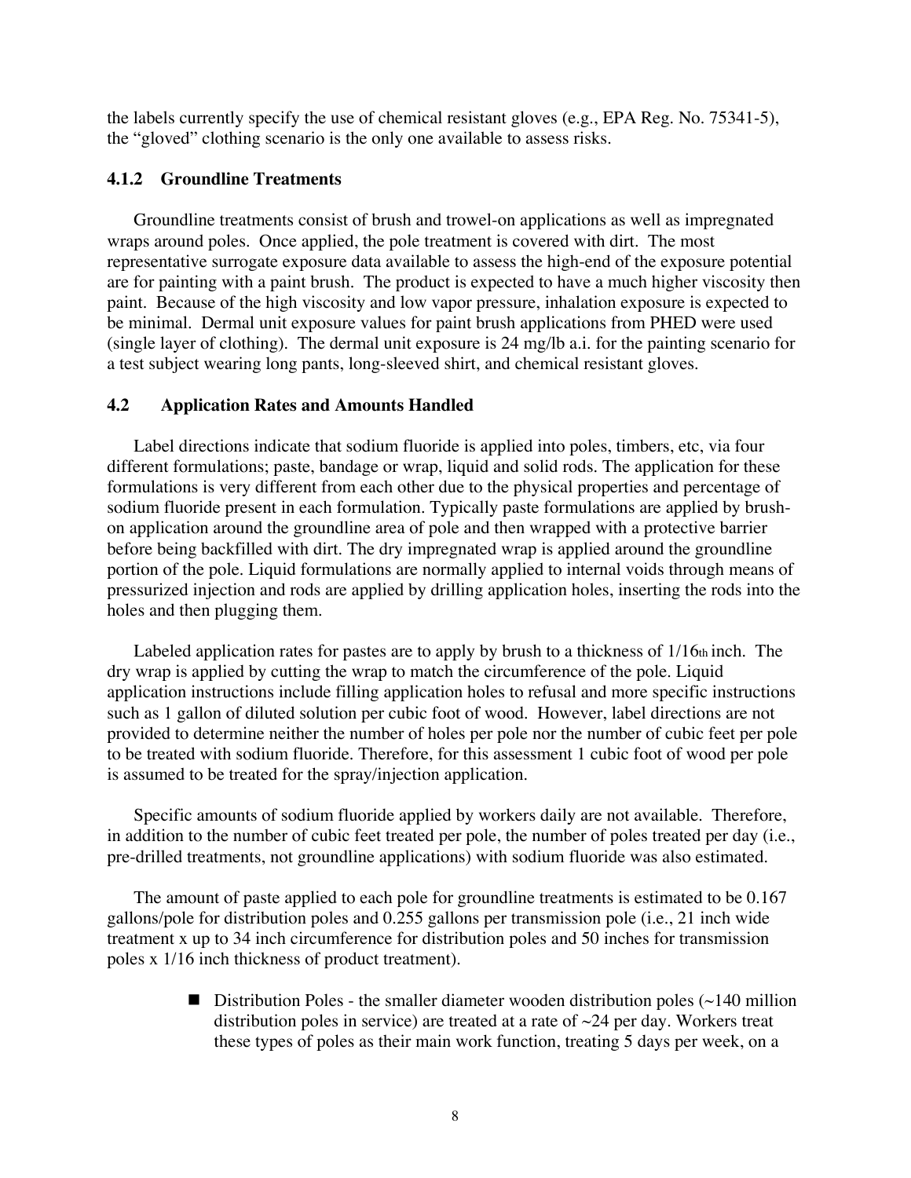the labels currently specify the use of chemical resistant gloves (e.g., EPA Reg. No. 75341-5), the "gloved" clothing scenario is the only one available to assess risks.

### 4.1.2 Groundline Treatments

Groundline treatments consist of brush and trowel-on applications as well as impregnated wraps around poles. Once applied, the pole treatment is covered with dirt. The most representative surrogate exposure data available to assess the high-end of the exposure potential are for painting with a paint brush. The product is expected to have a much higher viscosity then paint. Because of the high viscosity and low vapor pressure, inhalation exposure is expected to be minimal. Dermal unit exposure values for paint brush applications from PHED were used (single layer of clothing). The dermal unit exposure is 24 mg/lb a.i. for the painting scenario for a test subject wearing long pants, long-sleeved shirt, and chemical resistant gloves.

## 4.2 Application Rates and Amounts Handled

Label directions indicate that sodium fluoride is applied into poles, timbers, etc, via four different formulations; paste, bandage or wrap, liquid and solid rods. The application for these formulations is very different from each other due to the physical properties and percentage of sodium fluoride present in each formulation. Typically paste formulations are applied by brush-on application around the groundline area of pole and then wrapped with a protective barrier before being backfilled with dirt. The dry impregnated wrap is applied around the groundline portion of the pole. Liquid formulations are normally applied to internal voids through means of pressurized injection and rods are applied by drilling application holes, inserting the rods into the holes and then plugging them.

Labeled application rates for pastes are to apply by brush to a thickness of 1/16th inch. The dry wrap is applied by cutting the wrap to match the circumference of the pole. Liquid application instructions include filling application holes to refusal and more specific instructions such as 1 gallon of diluted solution per cubic foot of wood. However, label directions are not provided to determine neither the number of holes per pole nor the number of cubic feet per pole to be treated with sodium fluoride. Therefore, for this assessment 1 cubic foot of wood per pole is assumed to be treated for the spray/injection application.

Specific amounts of sodium fluoride applied by workers daily are not available. Therefore, in addition to the number of cubic feet treated per pole, the number of poles treated per day (i.e., pre-drilled treatments, not groundline applications) with sodium fluoride was also estimated.

The amount of paste applied to each pole for groundline treatments is estimated to be 0.167 gallons/pole for distribution poles and 0.255 gallons per transmission pole (i.e., 21 inch wide treatment x up to 34 inch circumference for distribution poles and 50 inches for transmission poles x 1/16 inch thickness of product treatment).

- Distribution Poles - the smaller diameter wooden distribution poles (~140 million distribution poles in service) are treated at a rate of ~24 per day. Workers treat these types of poles as their main work function, treating 5 days per week, on a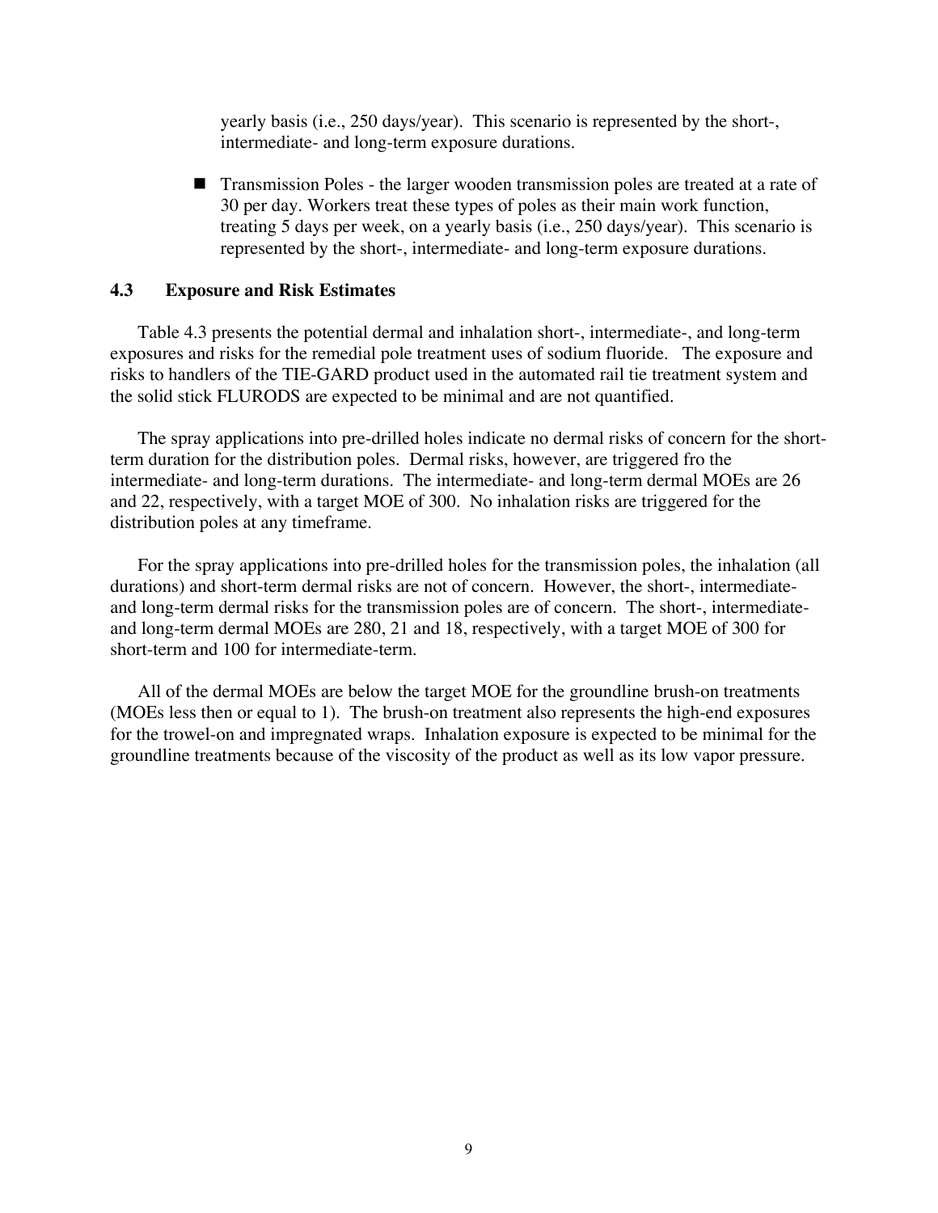yearly basis (i.e., 250 days/year). This scenario is represented by the short-, intermediate- and long-term exposure durations.

- Transmission Poles - the larger wooden transmission poles are treated at a rate of 30 per day. Workers treat these types of poles as their main work function, treating 5 days per week, on a yearly basis (i.e., 250 days/year). This scenario is represented by the short-, intermediate- and long-term exposure durations.

### 4.3 Exposure and Risk Estimates

Table 4.3 presents the potential dermal and inhalation short-, intermediate-, and long-term exposures and risks for the remedial pole treatment uses of sodium fluoride. The exposure and risks to handlers of the TIE-GARD product used in the automated rail tie treatment system and the solid stick FLURODS are expected to be minimal and are not quantified.

The spray applications into pre-drilled holes indicate no dermal risks of concern for the short-term duration for the distribution poles. Dermal risks, however, are triggered fro the intermediate- and long-term durations. The intermediate- and long-term dermal MOEs are 26 and 22, respectively, with a target MOE of 300. No inhalation risks are triggered for the distribution poles at any timeframe.

For the spray applications into pre-drilled holes for the transmission poles, the inhalation (all durations) and short-term dermal risks are not of concern. However, the short-, intermediate- and long-term dermal risks for the transmission poles are of concern. The short-, intermediate- and long-term dermal MOEs are 280, 21 and 18, respectively, with a target MOE of 300 for short-term and 100 for intermediate-term.

All of the dermal MOEs are below the target MOE for the groundline brush-on treatments (MOEs less then or equal to 1). The brush-on treatment also represents the high-end exposures for the trowel-on and impregnated wraps. Inhalation exposure is expected to be minimal for the groundline treatments because of the viscosity of the product as well as its low vapor pressure.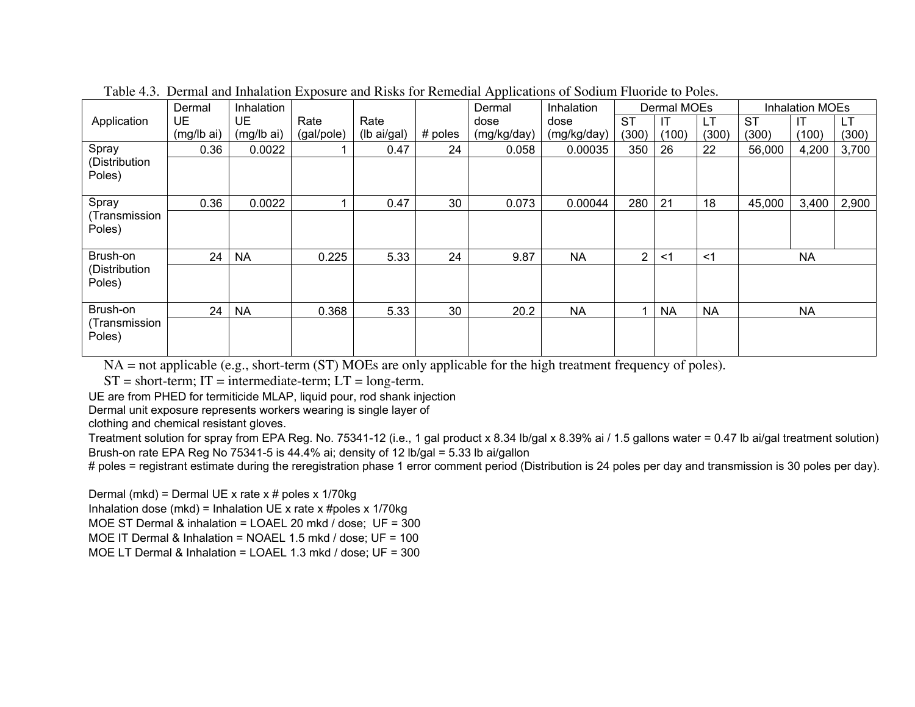Table 4.3. Dermal and Inhalation Exposure and Risks for Remedial Applications of Sodium Fluoride to Poles.

| Application | Dermal UE (mg/lb ai) | Inhalation UE (mg/lb ai) | Rate (gal/pole) | Rate (lb ai/gal) | # poles | Dermal dose (mg/kg/day) | Inhalation dose (mg/kg/day) | Dermal MOEs | | | Inhalation MOEs | | |
|---|---|---|---|---|---|---|---|---|---|---|---|---|---|
| | | | | | | | | ST (300) | IT (100) | LT (300) | ST (300) | IT (100) | LT (300) |
| Spray (Distribution Poles) | 0.36 | 0.0022 | 1 | 0.47 | 24 | 0.058 | 0.00035 | 350 | 26 | 22 | 56,000 | 4,200 | 3,700 |
| Spray (Transmission Poles) | 0.36 | 0.0022 | 1 | 0.47 | 30 | 0.073 | 0.00044 | 280 | 21 | 18 | 45,000 | 3,400 | 2,900 |
| Brush-on (Distribution Poles) | 24 | NA | 0.225 | 5.33 | 24 | 9.87 | NA | 2 | <1 | <1 | NA | | |
| Brush-on (Transmission Poles) | 24 | NA | 0.368 | 5.33 | 30 | 20.2 | NA | 1 | NA | NA | NA | | |

NA = not applicable (e.g., short-term (ST) MOEs are only applicable for the high treatment frequency of poles).

ST = short-term; IT = intermediate-term; LT = long-term.

UE are from PHED for termiticide MLAP, liquid pour, rod shank injection

Dermal unit exposure represents workers wearing is single layer of clothing and chemical resistant gloves.

Treatment solution for spray from EPA Reg. No. 75341-12 (i.e., 1 gal product x 8.34 lb/gal x 8.39% ai / 1.5 gallons water = 0.47 lb ai/gal treatment solution)

Brush-on rate EPA Reg No 75341-5 is 44.4% ai; density of 12 lb/gal = 5.33 lb ai/gallon

# poles = registrant estimate during the reregistration phase 1 error comment period (Distribution is 24 poles per day and transmission is 30 poles per day).

Dermal (mkd) = Dermal UE x rate x # poles x 1/70kg

Inhalation dose (mkd) = Inhalation UE x rate x #poles x 1/70kg

MOE ST Dermal & inhalation = LOAEL 20 mkd / dose; UF = 300

MOE IT Dermal & Inhalation = NOAEL 1.5 mkd / dose; UF = 100

MOE LT Dermal & Inhalation = LOAEL 1.3 mkd / dose; UF = 300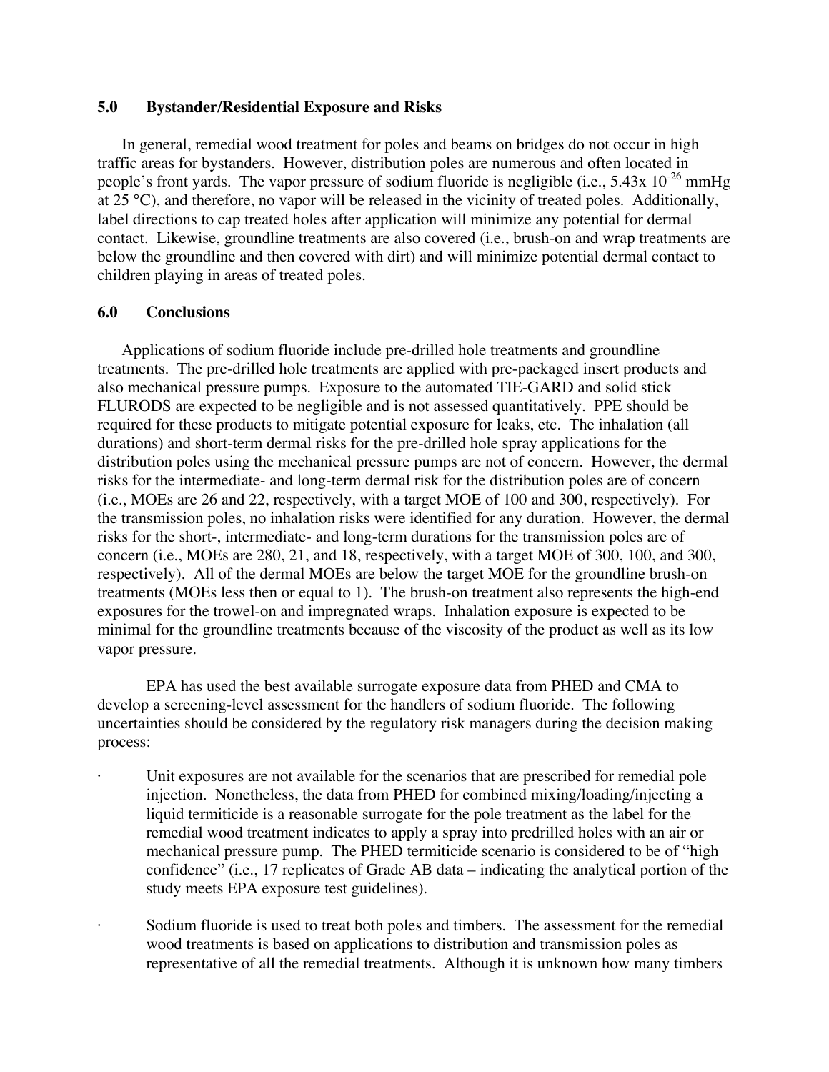## 5.0 Bystander/Residential Exposure and Risks

In general, remedial wood treatment for poles and beams on bridges do not occur in high traffic areas for bystanders. However, distribution poles are numerous and often located in people's front yards. The vapor pressure of sodium fluoride is negligible (i.e., 5.43x $10^{-26}$ mmHg at 25 °C), and therefore, no vapor will be released in the vicinity of treated poles. Additionally, label directions to cap treated holes after application will minimize any potential for dermal contact. Likewise, groundline treatments are also covered (i.e., brush-on and wrap treatments are below the groundline and then covered with dirt) and will minimize potential dermal contact to children playing in areas of treated poles.

## 6.0 Conclusions

Applications of sodium fluoride include pre-drilled hole treatments and groundline treatments. The pre-drilled hole treatments are applied with pre-packaged insert products and also mechanical pressure pumps. Exposure to the automated TIE-GARD and solid stick FLURODS are expected to be negligible and is not assessed quantitatively. PPE should be required for these products to mitigate potential exposure for leaks, etc. The inhalation (all durations) and short-term dermal risks for the pre-drilled hole spray applications for the distribution poles using the mechanical pressure pumps are not of concern. However, the dermal risks for the intermediate- and long-term dermal risk for the distribution poles are of concern (i.e., MOEs are 26 and 22, respectively, with a target MOE of 100 and 300, respectively). For the transmission poles, no inhalation risks were identified for any duration. However, the dermal risks for the short-, intermediate- and long-term durations for the transmission poles are of concern (i.e., MOEs are 280, 21, and 18, respectively, with a target MOE of 300, 100, and 300, respectively). All of the dermal MOEs are below the target MOE for the groundline brush-on treatments (MOEs less then or equal to 1). The brush-on treatment also represents the high-end exposures for the trowel-on and impregnated wraps. Inhalation exposure is expected to be minimal for the groundline treatments because of the viscosity of the product as well as its low vapor pressure.

EPA has used the best available surrogate exposure data from PHED and CMA to develop a screening-level assessment for the handlers of sodium fluoride. The following uncertainties should be considered by the regulatory risk managers during the decision making process:

- Unit exposures are not available for the scenarios that are prescribed for remedial pole injection. Nonetheless, the data from PHED for combined mixing/loading/injecting a liquid termiticide is a reasonable surrogate for the pole treatment as the label for the remedial wood treatment indicates to apply a spray into predrilled holes with an air or mechanical pressure pump. The PHED termiticide scenario is considered to be of "high confidence" (i.e., 17 replicates of Grade AB data – indicating the analytical portion of the study meets EPA exposure test guidelines).

- Sodium fluoride is used to treat both poles and timbers. The assessment for the remedial wood treatments is based on applications to distribution and transmission poles as representative of all the remedial treatments. Although it is unknown how many timbers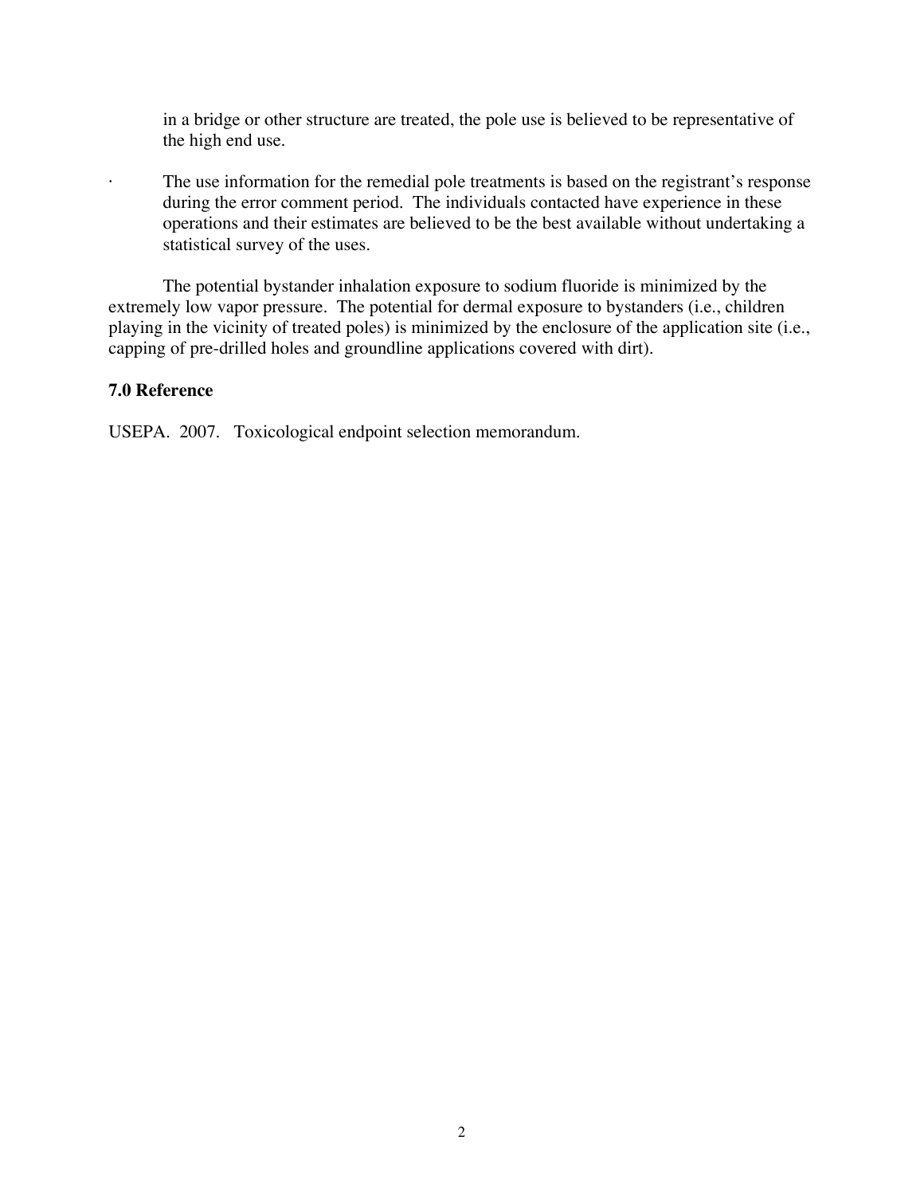in a bridge or other structure are treated, the pole use is believed to be representative of the high end use.

- The use information for the remedial pole treatments is based on the registrant's response during the error comment period. The individuals contacted have experience in these operations and their estimates are believed to be the best available without undertaking a statistical survey of the uses.

The potential bystander inhalation exposure to sodium fluoride is minimized by the extremely low vapor pressure. The potential for dermal exposure to bystanders (i.e., children playing in the vicinity of treated poles) is minimized by the enclosure of the application site (i.e., capping of pre-drilled holes and groundline applications covered with dirt).

## 7.0 Reference

USEPA. 2007. Toxicological endpoint selection memorandum.